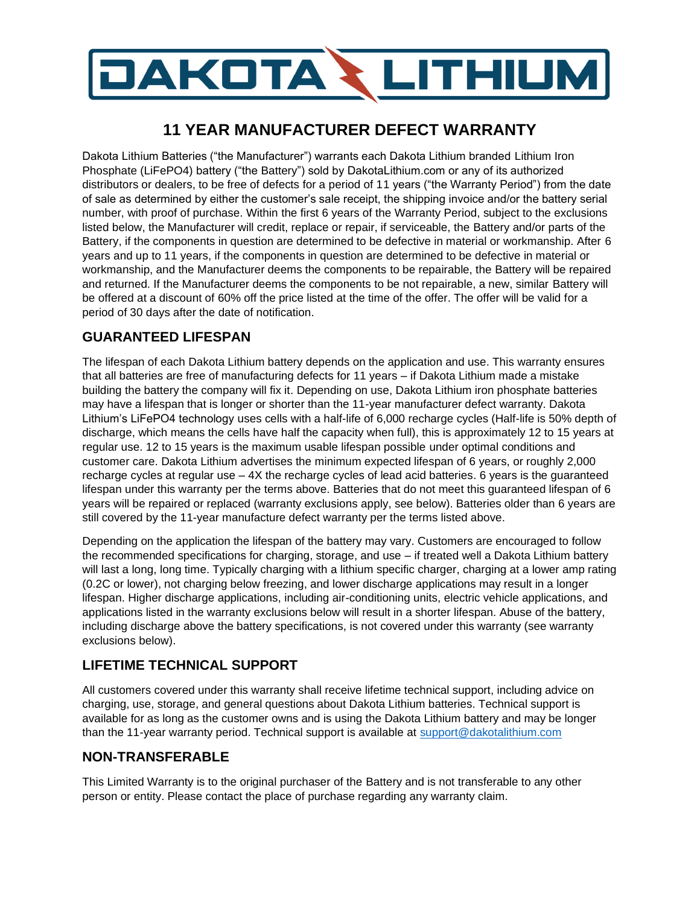# DAKOTA LITHIUM

## 11 YEAR MANUFACTURER DEFECT WARRANTY

Dakota Lithium Batteries ("the Manufacturer") warrants each Dakota Lithium branded Lithium Iron Phosphate (LiFePO4) battery ("the Battery") sold by DakotaLithium.com or any of its authorized distributors or dealers, to be free of defects for a period of 11 years ("the Warranty Period") from the date of sale as determined by either the customer's sale receipt, the shipping invoice and/or the battery serial number, with proof of purchase. Within the first 6 years of the Warranty Period, subject to the exclusions listed below, the Manufacturer will credit, replace or repair, if serviceable, the Battery and/or parts of the Battery, if the components in question are determined to be defective in material or workmanship. After 6 years and up to 11 years, if the components in question are determined to be defective in material or workmanship, and the Manufacturer deems the components to be repairable, the Battery will be repaired and returned. If the Manufacturer deems the components to be not repairable, a new, similar Battery will be offered at a discount of 60% off the price listed at the time of the offer. The offer will be valid for a period of 30 days after the date of notification.

## GUARANTEED LIFESPAN

The lifespan of each Dakota Lithium battery depends on the application and use. This warranty ensures that all batteries are free of manufacturing defects for 11 years – if Dakota Lithium made a mistake building the battery the company will fix it. Depending on use, Dakota Lithium iron phosphate batteries may have a lifespan that is longer or shorter than the 11-year manufacturer defect warranty. Dakota Lithium's LiFePO4 technology uses cells with a half-life of 6,000 recharge cycles (Half-life is 50% depth of discharge, which means the cells have half the capacity when full), this is approximately 12 to 15 years at regular use. 12 to 15 years is the maximum usable lifespan possible under optimal conditions and customer care. Dakota Lithium advertises the minimum expected lifespan of 6 years, or roughly 2,000 recharge cycles at regular use – 4X the recharge cycles of lead acid batteries. 6 years is the guaranteed lifespan under this warranty per the terms above. Batteries that do not meet this guaranteed lifespan of 6 years will be repaired or replaced (warranty exclusions apply, see below). Batteries older than 6 years are still covered by the 11-year manufacture defect warranty per the terms listed above.

Depending on the application the lifespan of the battery may vary. Customers are encouraged to follow the recommended specifications for charging, storage, and use – if treated well a Dakota Lithium battery will last a long, long time. Typically charging with a lithium specific charger, charging at a lower amp rating (0.2C or lower), not charging below freezing, and lower discharge applications may result in a longer lifespan. Higher discharge applications, including air-conditioning units, electric vehicle applications, and applications listed in the warranty exclusions below will result in a shorter lifespan. Abuse of the battery, including discharge above the battery specifications, is not covered under this warranty (see warranty exclusions below).

## LIFETIME TECHNICAL SUPPORT

All customers covered under this warranty shall receive lifetime technical support, including advice on charging, use, storage, and general questions about Dakota Lithium batteries. Technical support is available for as long as the customer owns and is using the Dakota Lithium battery and may be longer than the 11-year warranty period. Technical support is available at support@dakotalithium.com

## NON-TRANSFERABLE

This Limited Warranty is to the original purchaser of the Battery and is not transferable to any other person or entity. Please contact the place of purchase regarding any warranty claim.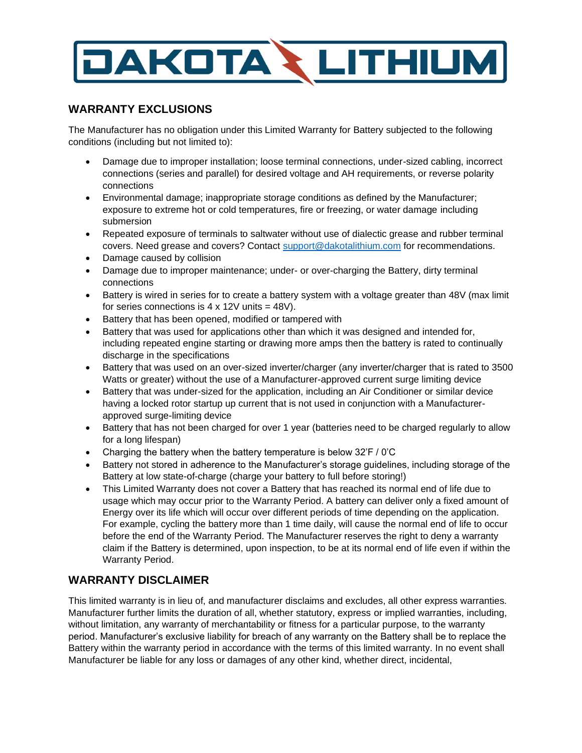## WARRANTY EXCLUSIONS

The Manufacturer has no obligation under this Limited Warranty for Battery subjected to the following conditions (including but not limited to):

- Damage due to improper installation; loose terminal connections, under-sized cabling, incorrect connections (series and parallel) for desired voltage and AH requirements, or reverse polarity connections
- Environmental damage; inappropriate storage conditions as defined by the Manufacturer; exposure to extreme hot or cold temperatures, fire or freezing, or water damage including submersion
- Repeated exposure of terminals to saltwater without use of dialectic grease and rubber terminal covers. Need grease and covers? Contact support@dakotalithium.com for recommendations.
- Damage caused by collision
- Damage due to improper maintenance; under- or over-charging the Battery, dirty terminal connections
- Battery is wired in series for to create a battery system with a voltage greater than 48V (max limit for series connections is 4 x 12V units = 48V).
- Battery that has been opened, modified or tampered with
- Battery that was used for applications other than which it was designed and intended for, including repeated engine starting or drawing more amps then the battery is rated to continually discharge in the specifications
- Battery that was used on an over-sized inverter/charger (any inverter/charger that is rated to 3500 Watts or greater) without the use of a Manufacturer-approved current surge limiting device
- Battery that was under-sized for the application, including an Air Conditioner or similar device having a locked rotor startup up current that is not used in conjunction with a Manufacturer-approved surge-limiting device
- Battery that has not been charged for over 1 year (batteries need to be charged regularly to allow for a long lifespan)
- Charging the battery when the battery temperature is below 32'F / 0'C
- Battery not stored in adherence to the Manufacturer's storage guidelines, including storage of the Battery at low state-of-charge (charge your battery to full before storing!)
- This Limited Warranty does not cover a Battery that has reached its normal end of life due to usage which may occur prior to the Warranty Period. A battery can deliver only a fixed amount of Energy over its life which will occur over different periods of time depending on the application. For example, cycling the battery more than 1 time daily, will cause the normal end of life to occur before the end of the Warranty Period. The Manufacturer reserves the right to deny a warranty claim if the Battery is determined, upon inspection, to be at its normal end of life even if within the Warranty Period.

## WARRANTY DISCLAIMER

This limited warranty is in lieu of, and manufacturer disclaims and excludes, all other express warranties. Manufacturer further limits the duration of all, whether statutory, express or implied warranties, including, without limitation, any warranty of merchantability or fitness for a particular purpose, to the warranty period. Manufacturer's exclusive liability for breach of any warranty on the Battery shall be to replace the Battery within the warranty period in accordance with the terms of this limited warranty. In no event shall Manufacturer be liable for any loss or damages of any other kind, whether direct, incidental,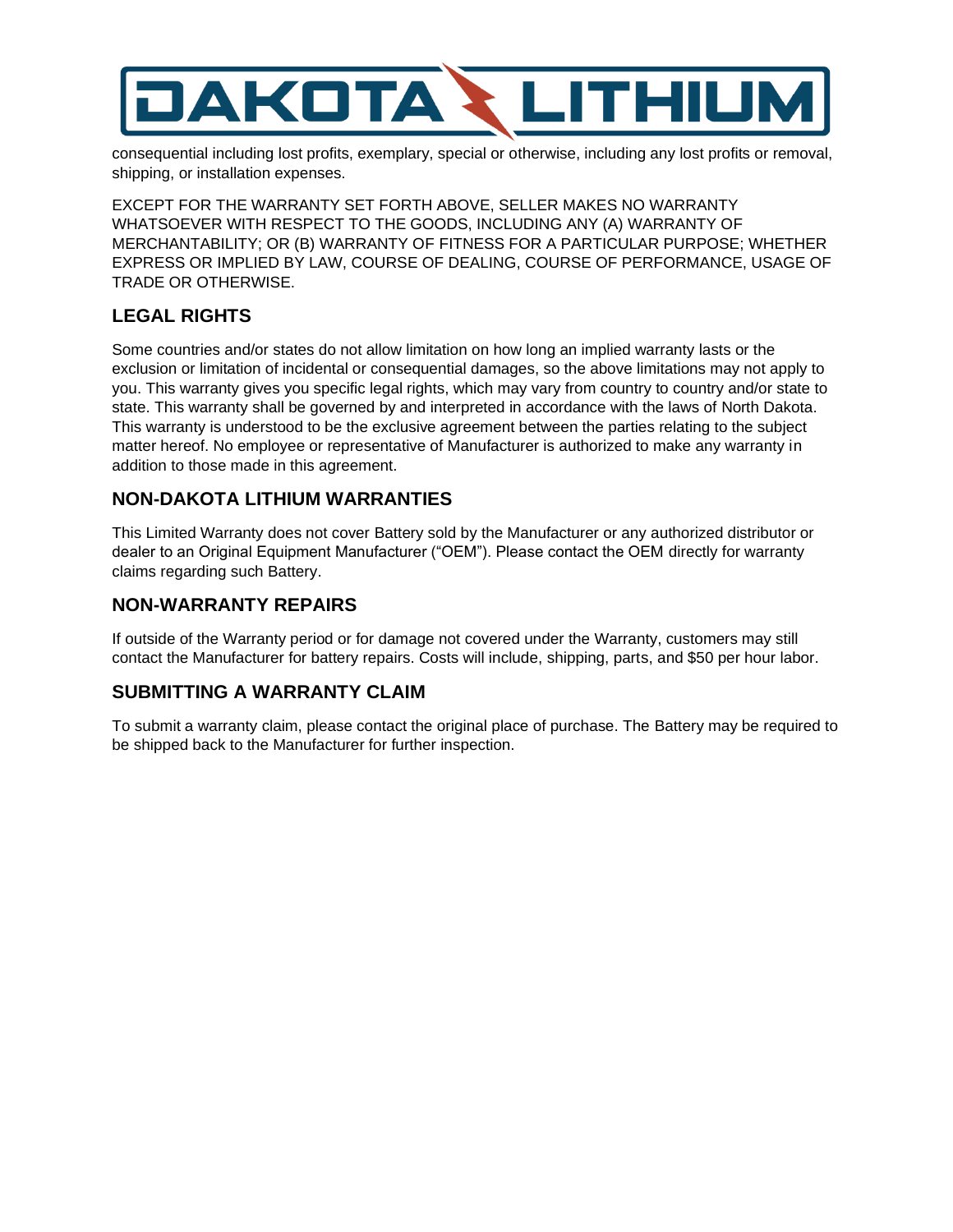consequential including lost profits, exemplary, special or otherwise, including any lost profits or removal, shipping, or installation expenses.

EXCEPT FOR THE WARRANTY SET FORTH ABOVE, SELLER MAKES NO WARRANTY WHATSOEVER WITH RESPECT TO THE GOODS, INCLUDING ANY (A) WARRANTY OF MERCHANTABILITY; OR (B) WARRANTY OF FITNESS FOR A PARTICULAR PURPOSE; WHETHER EXPRESS OR IMPLIED BY LAW, COURSE OF DEALING, COURSE OF PERFORMANCE, USAGE OF TRADE OR OTHERWISE.

## LEGAL RIGHTS

Some countries and/or states do not allow limitation on how long an implied warranty lasts or the exclusion or limitation of incidental or consequential damages, so the above limitations may not apply to you. This warranty gives you specific legal rights, which may vary from country to country and/or state to state. This warranty shall be governed by and interpreted in accordance with the laws of North Dakota. This warranty is understood to be the exclusive agreement between the parties relating to the subject matter hereof. No employee or representative of Manufacturer is authorized to make any warranty in addition to those made in this agreement.

## NON-DAKOTA LITHIUM WARRANTIES

This Limited Warranty does not cover Battery sold by the Manufacturer or any authorized distributor or dealer to an Original Equipment Manufacturer ("OEM"). Please contact the OEM directly for warranty claims regarding such Battery.

## NON-WARRANTY REPAIRS

If outside of the Warranty period or for damage not covered under the Warranty, customers may still contact the Manufacturer for battery repairs. Costs will include, shipping, parts, and $50 per hour labor.

## SUBMITTING A WARRANTY CLAIM

To submit a warranty claim, please contact the original place of purchase. The Battery may be required to be shipped back to the Manufacturer for further inspection.